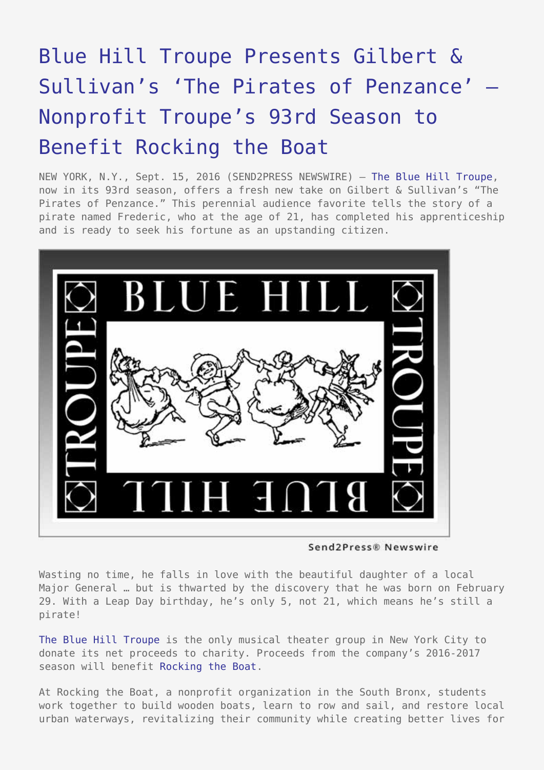# Blue Hill Troupe Presents Gilbert & Sullivan's 'The Pirates of Penzance' – Nonprofit Troupe's 93rd Season to Benefit Rocking the Boat

NEW YORK, N.Y., Sept. 15, 2016 (SEND2PRESS NEWSWIRE) — The Blue Hill Troupe, now in its 93rd season, offers a fresh new take on Gilbert & Sullivan's "The Pirates of Penzance." This perennial audience favorite tells the story of a pirate named Frederic, who at the age of 21, has completed his apprenticeship and is ready to seek his fortune as an upstanding citizen.

Wasting no time, he falls in love with the beautiful daughter of a local Major General … but is thwarted by the discovery that he was born on February 29. With a Leap Day birthday, he's only 5, not 21, which means he's still a pirate!

The Blue Hill Troupe is the only musical theater group in New York City to donate its net proceeds to charity. Proceeds from the company's 2016-2017 season will benefit Rocking the Boat.

At Rocking the Boat, a nonprofit organization in the South Bronx, students work together to build wooden boats, learn to row and sail, and restore local urban waterways, revitalizing their community while creating better lives for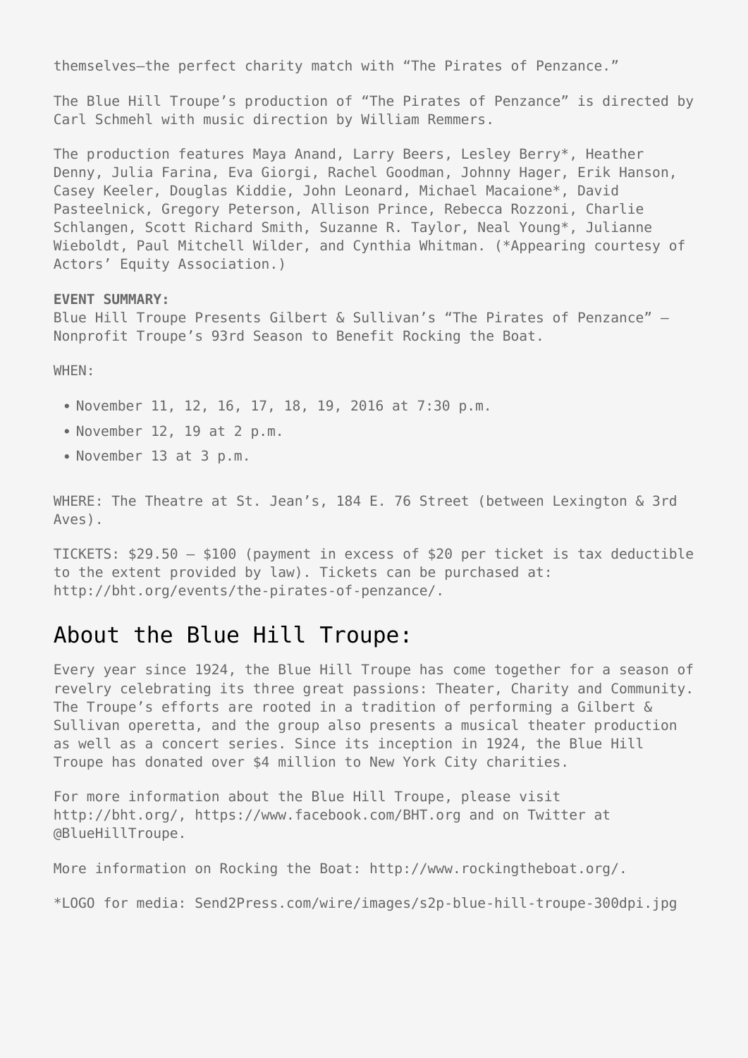themselves—the perfect charity match with “The Pirates of Penzance.”

The Blue Hill Troupe’s production of “The Pirates of Penzance” is directed by Carl Schmehl with music direction by William Remmers.

The production features Maya Anand, Larry Beers, Lesley Berry*, Heather Denny, Julia Farina, Eva Giorgi, Rachel Goodman, Johnny Hager, Erik Hanson, Casey Keeler, Douglas Kiddie, John Leonard, Michael Macaione*, David Pasteelnick, Gregory Peterson, Allison Prince, Rebecca Rozzoni, Charlie Schlangen, Scott Richard Smith, Suzanne R. Taylor, Neal Young*, Julianne Wieboldt, Paul Mitchell Wilder, and Cynthia Whitman. (*Appearing courtesy of Actors’ Equity Association.)

**EVENT SUMMARY:**
Blue Hill Troupe Presents Gilbert & Sullivan’s “The Pirates of Penzance” – Nonprofit Troupe’s 93rd Season to Benefit Rocking the Boat.

WHEN:

- November 11, 12, 16, 17, 18, 19, 2016 at 7:30 p.m.
- November 12, 19 at 2 p.m.
- November 13 at 3 p.m.

WHERE: The Theatre at St. Jean’s, 184 E. 76 Street (between Lexington & 3rd Aves).

TICKETS: $29.50 – $100 (payment in excess of $20 per ticket is tax deductible to the extent provided by law). Tickets can be purchased at: http://bht.org/events/the-pirates-of-penzance/.

## About the Blue Hill Troupe:

Every year since 1924, the Blue Hill Troupe has come together for a season of revelry celebrating its three great passions: Theater, Charity and Community. The Troupe’s efforts are rooted in a tradition of performing a Gilbert & Sullivan operetta, and the group also presents a musical theater production as well as a concert series. Since its inception in 1924, the Blue Hill Troupe has donated over $4 million to New York City charities.

For more information about the Blue Hill Troupe, please visit http://bht.org/, https://www.facebook.com/BHT.org and on Twitter at @BlueHillTroupe.

More information on Rocking the Boat: http://www.rockingtheboat.org/.

*LOGO for media: Send2Press.com/wire/images/s2p-blue-hill-troupe-300dpi.jpg